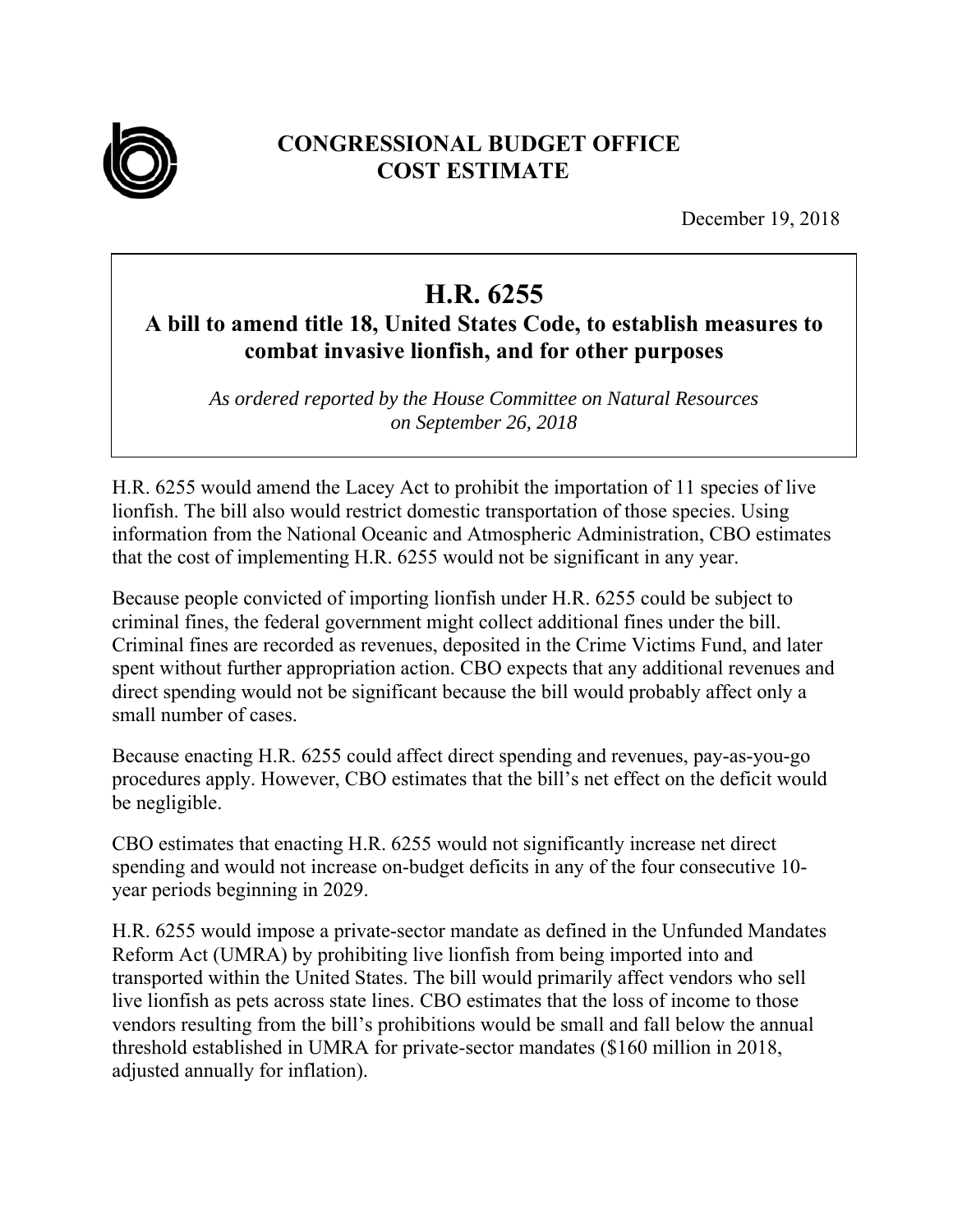# CONGRESSIONAL BUDGET OFFICE
# COST ESTIMATE

December 19, 2018

## H.R. 6255

### A bill to amend title 18, United States Code, to establish measures to combat invasive lionfish, and for other purposes

*As ordered reported by the House Committee on Natural Resources on September 26, 2018*

H.R. 6255 would amend the Lacey Act to prohibit the importation of 11 species of live lionfish. The bill also would restrict domestic transportation of those species. Using information from the National Oceanic and Atmospheric Administration, CBO estimates that the cost of implementing H.R. 6255 would not be significant in any year.

Because people convicted of importing lionfish under H.R. 6255 could be subject to criminal fines, the federal government might collect additional fines under the bill. Criminal fines are recorded as revenues, deposited in the Crime Victims Fund, and later spent without further appropriation action. CBO expects that any additional revenues and direct spending would not be significant because the bill would probably affect only a small number of cases.

Because enacting H.R. 6255 could affect direct spending and revenues, pay-as-you-go procedures apply. However, CBO estimates that the bill's net effect on the deficit would be negligible.

CBO estimates that enacting H.R. 6255 would not significantly increase net direct spending and would not increase on-budget deficits in any of the four consecutive 10-year periods beginning in 2029.

H.R. 6255 would impose a private-sector mandate as defined in the Unfunded Mandates Reform Act (UMRA) by prohibiting live lionfish from being imported into and transported within the United States. The bill would primarily affect vendors who sell live lionfish as pets across state lines. CBO estimates that the loss of income to those vendors resulting from the bill's prohibitions would be small and fall below the annual threshold established in UMRA for private-sector mandates ($160 million in 2018, adjusted annually for inflation).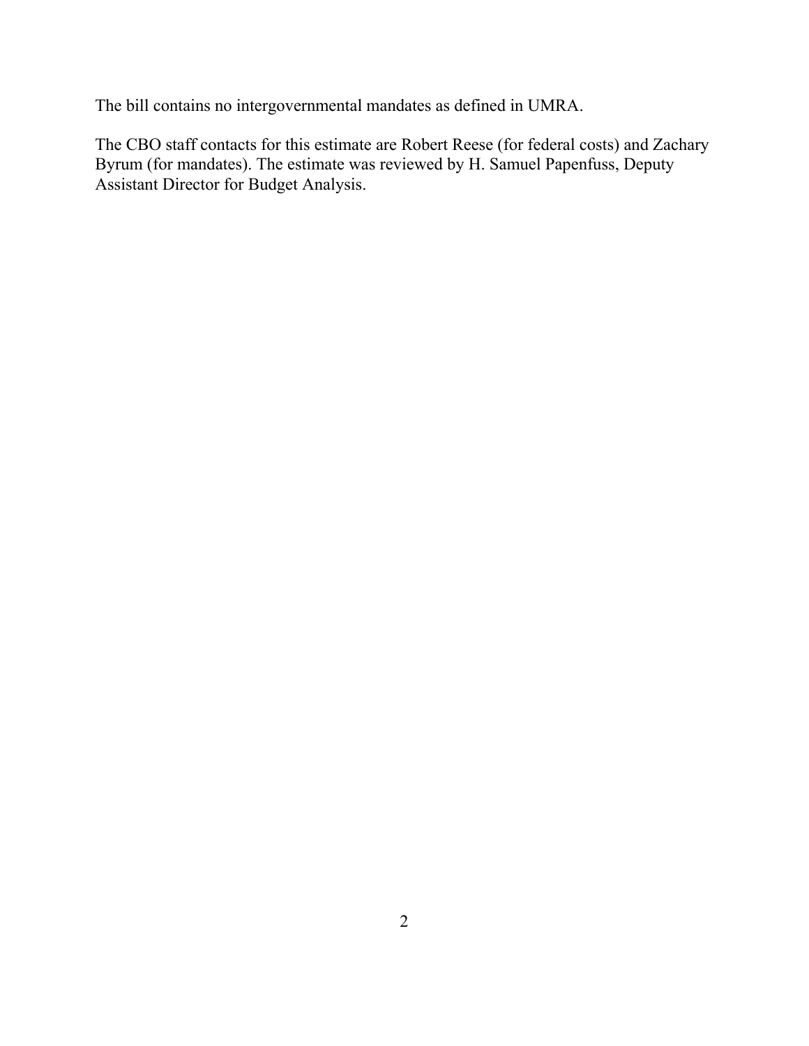The bill contains no intergovernmental mandates as defined in UMRA.

The CBO staff contacts for this estimate are Robert Reese (for federal costs) and Zachary Byrum (for mandates). The estimate was reviewed by H. Samuel Papenfuss, Deputy Assistant Director for Budget Analysis.